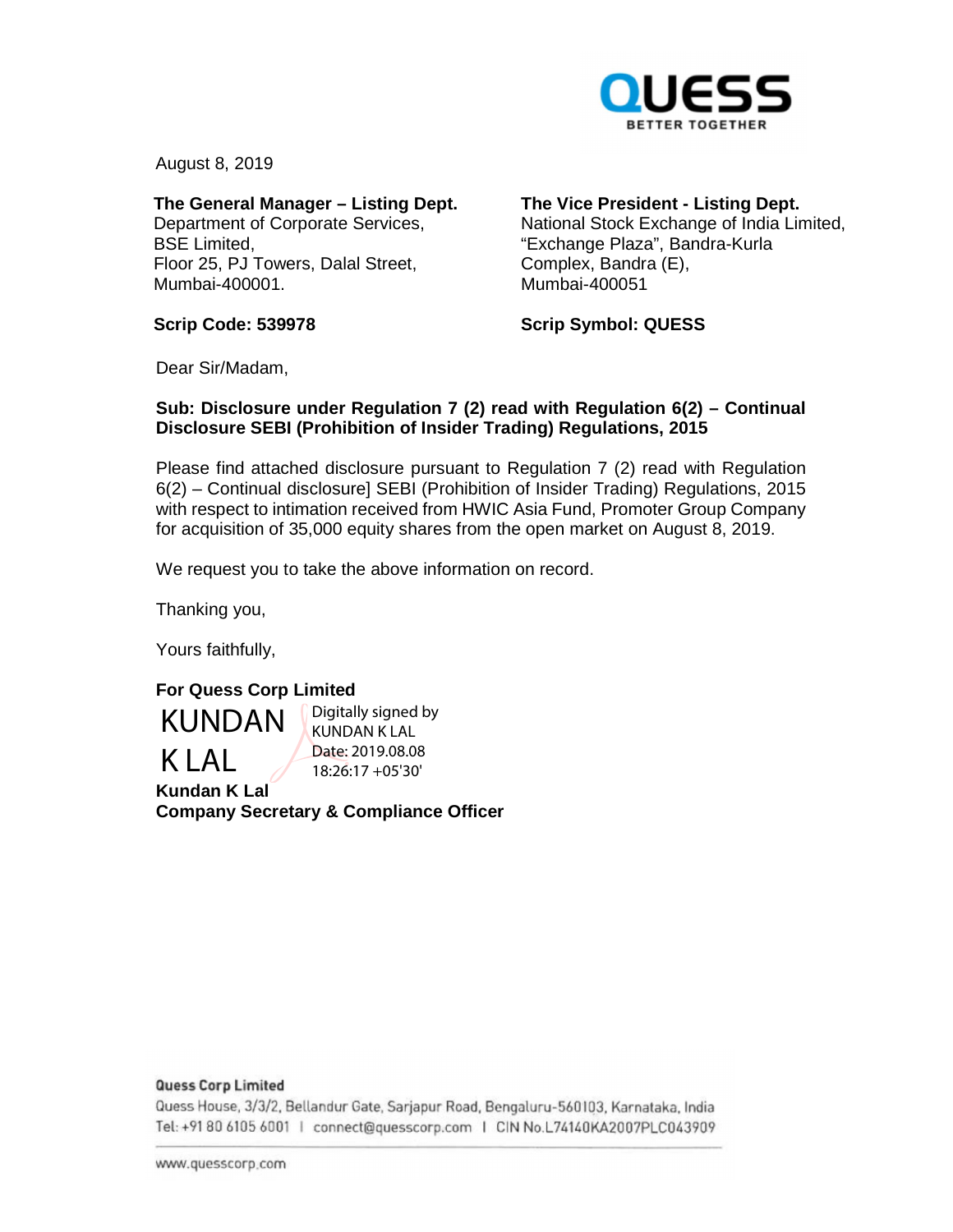QUESS
BETTER TOGETHER

August 8, 2019

**The General Manager – Listing Dept.**
Department of Corporate Services,
BSE Limited,
Floor 25, PJ Towers, Dalal Street,
Mumbai-400001.

**Scrip Code: 539978**

**The Vice President - Listing Dept.**
National Stock Exchange of India Limited,
"Exchange Plaza", Bandra-Kurla
Complex, Bandra (E),
Mumbai-400051

**Scrip Symbol: QUESS**

Dear Sir/Madam,

**Sub: Disclosure under Regulation 7 (2) read with Regulation 6(2) – Continual Disclosure SEBI (Prohibition of Insider Trading) Regulations, 2015**

Please find attached disclosure pursuant to Regulation 7 (2) read with Regulation 6(2) – Continual disclosure] SEBI (Prohibition of Insider Trading) Regulations, 2015 with respect to intimation received from HWIC Asia Fund, Promoter Group Company for acquisition of 35,000 equity shares from the open market on August 8, 2019.

We request you to take the above information on record.

Thanking you,

Yours faithfully,

**For Quess Corp Limited**

KUNDAN K LAL
Digitally signed by KUNDAN K LAL
Date: 2019.08.08 18:26:17 +05'30'

**Kundan K Lal**
**Company Secretary & Compliance Officer**

**Quess Corp Limited**
Quess House, 3/3/2, Bellandur Gate, Sarjapur Road, Bengaluru-560103, Karnataka, India
Tel: +91 80 6105 6001 | connect@quesscorp.com | CIN No.L74140KA2007PLC043909

www.quesscorp.com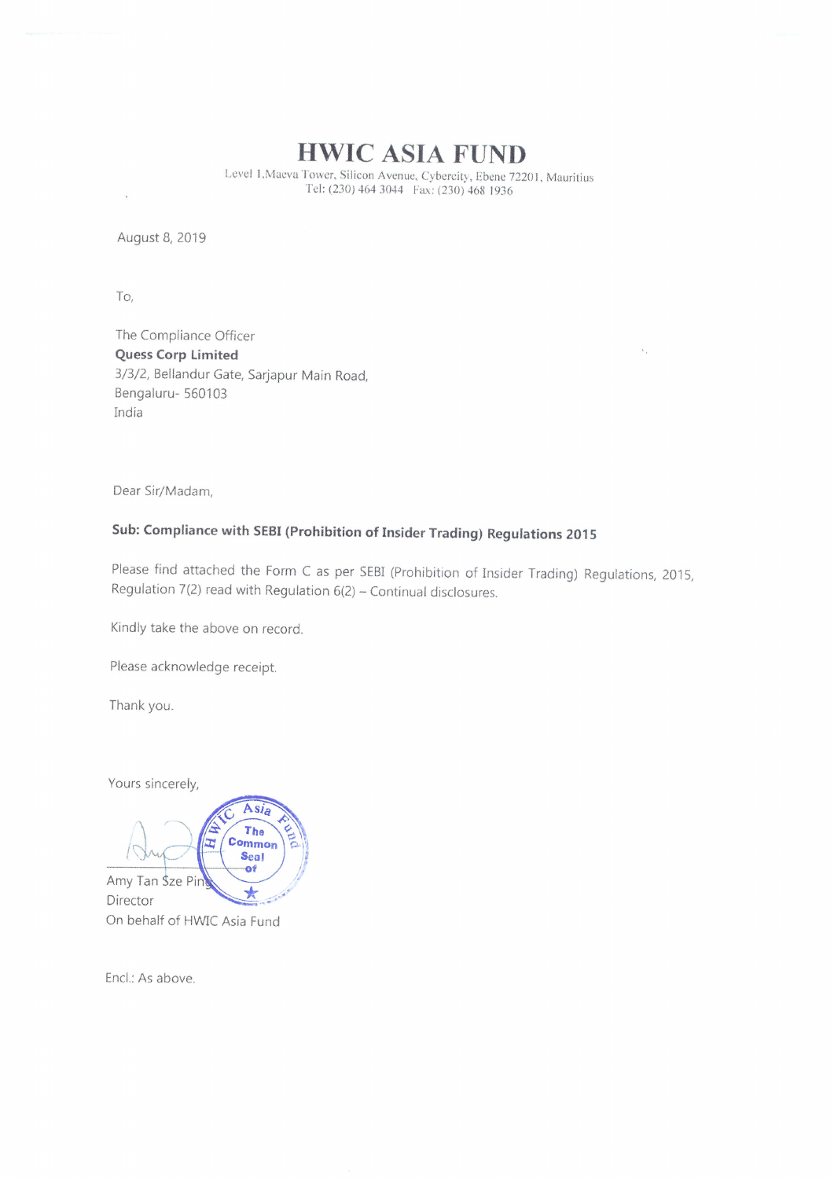# HWIC ASIA FUND

Level 1,Maeva Tower, Silicon Avenue, Cybercity, Ebene 72201, Mauritius
Tel: (230) 464 3044 Fax: (230) 468 1936

August 8, 2019

To,

The Compliance Officer
**Quess Corp Limited**
3/3/2, Bellandur Gate, Sarjapur Main Road,
Bengaluru- 560103
India

Dear Sir/Madam,

**Sub: Compliance with SEBI (Prohibition of Insider Trading) Regulations 2015**

Please find attached the Form C as per SEBI (Prohibition of Insider Trading) Regulations, 2015, Regulation 7(2) read with Regulation 6(2) – Continual disclosures.

Kindly take the above on record.

Please acknowledge receipt.

Thank you.

Yours sincerely,

HWIC Asia Fund
The Common Seal of

Amy Tan Sze Ping
Director
On behalf of HWIC Asia Fund

Encl.: As above.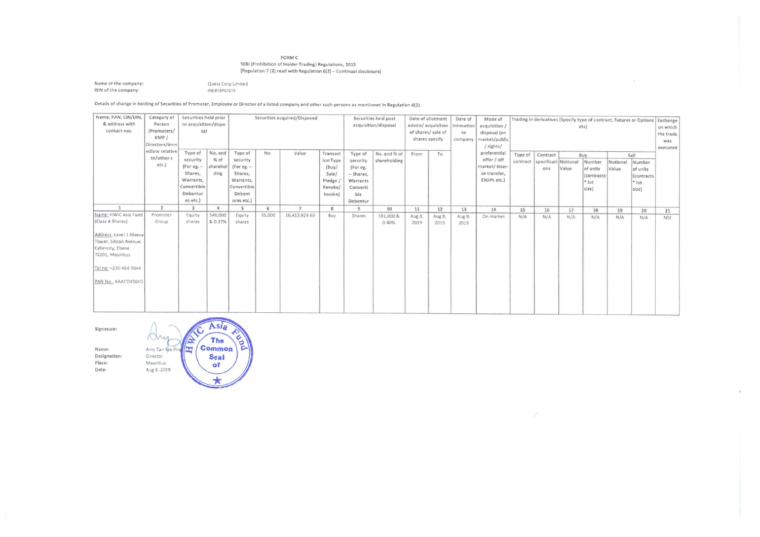FORM C

SEBI (Prohibition of Insider Trading) Regulations, 2015

[Regulation 7 (2) read with Regulation 6(2) – Continual disclosure]

Name of the company: Quess Corp Limited

ISIN of the company: INE615P01015

Details of change in holding of Securities of Promoter, Employee or Director of a listed company and other such persons as mentioned in Regulation 6(2).

| Name, PAN, CIN/DIN, & address with contact nos. | Category of Person (Promoters/ KMP / Directors/immediate relative to/others etc.) | Securities held prior to acquisition/disposal | | Securities acquired/Disposed | | | | Securities held post acquisition/disposal | | Date of allotment advice/ acquisition of shares/ sale of shares specify | | Date of intimation to company | Mode of acquisition / disposal (on market/public / rights/ preferential offer / off market/ Inter-se transfer, ESOPs etc.) | Trading in derivatives (Specify type of contract, Futures or Options etc) | | | | | | Exchange on which the trade was executed |
|---|---|---|---|---|---|---|---|---|---|---|---|---|---|---|---|---|---|---|---|---|
| | | Type of security (For eg. – Shares, Warrants, Convertible Debentures etc.) | No. and % of shareholding | Type of security (For eg. – Shares, Warrants, Convertible Debentures etc.) | No. | Value | Transaction Type (Buy/ Sale/ Pledge / Revoke/ Invoke) | Type of security (For eg. – Shares, Warrants Convertible Debentur | No. and % of shareholding | From | To | | | Type of contract | Contract specifications | Buy | | Sell | | |
| | | | | | | | | | | | | | | | | Notional Value | Number of units (contracts * lot size) | Notional Value | Number of units (contracts * lot size) | |
| 1 | 2 | 3 | 4 | 5 | 6 | 7 | 8 | 9 | 10 | 11 | 12 | 13 | 14 | 15 | 16 | 17 | 18 | 19 | 20 | 21 |
| Name: HWIC Asia Fund (Class A Shares)<br><br>Address: Level 1 Maeva Tower, Silicon Avenue, Cybercity, Ebene 72201, Mauritius<br><br>Tel no: +230 464-3044<br><br>PAN No.: AAACO4504G | Promoter Group | Equity shares | 546,000 & 0.37% | Equity shares | 35,000 | 16,413,924.69 | Buy | Shares | 581,000 & 0.40% | Aug 8, 2019 | Aug 8, 2019 | Aug 8, 2019 | On market | N/A | N/A | N/A | N/A | N/A | N/A | NSE |

Signature:

Name: Amy Tan Sze Ping

Designation: Director

Place: Mauritius

Date: Aug 8, 2019

HWIC Asia Fund The Common Seal of